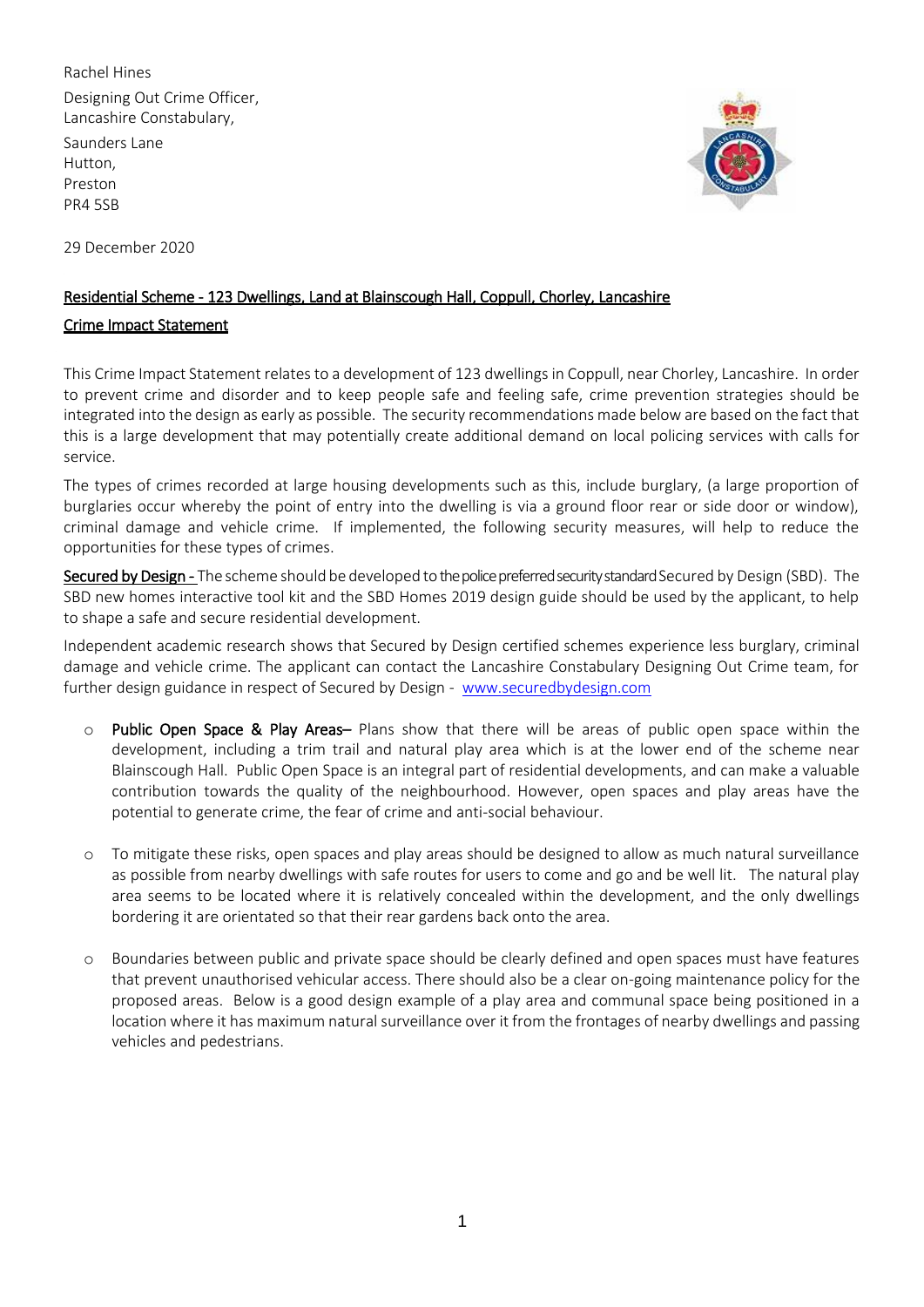Rachel Hines

Designing Out Crime Officer,
Lancashire Constabulary,

Saunders Lane
Hutton,
Preston
PR4 5SB

29 December 2020

**Residential Scheme - 123 Dwellings, Land at Blainscough Hall, Coppull, Chorley, Lancashire**

**Crime Impact Statement**

This Crime Impact Statement relates to a development of 123 dwellings in Coppull, near Chorley, Lancashire. In order to prevent crime and disorder and to keep people safe and feeling safe, crime prevention strategies should be integrated into the design as early as possible. The security recommendations made below are based on the fact that this is a large development that may potentially create additional demand on local policing services with calls for service.

The types of crimes recorded at large housing developments such as this, include burglary, (a large proportion of burglaries occur whereby the point of entry into the dwelling is via a ground floor rear or side door or window), criminal damage and vehicle crime. If implemented, the following security measures, will help to reduce the opportunities for these types of crimes.

**Secured by Design -** The scheme should be developed to the police preferred security standard Secured by Design (SBD). The SBD new homes interactive tool kit and the SBD Homes 2019 design guide should be used by the applicant, to help to shape a safe and secure residential development.

Independent academic research shows that Secured by Design certified schemes experience less burglary, criminal damage and vehicle crime. The applicant can contact the Lancashire Constabulary Designing Out Crime team, for further design guidance in respect of Secured by Design - www.securedbydesign.com

- **Public Open Space & Play Areas–** Plans show that there will be areas of public open space within the development, including a trim trail and natural play area which is at the lower end of the scheme near Blainscough Hall. Public Open Space is an integral part of residential developments, and can make a valuable contribution towards the quality of the neighbourhood. However, open spaces and play areas have the potential to generate crime, the fear of crime and anti-social behaviour.

- To mitigate these risks, open spaces and play areas should be designed to allow as much natural surveillance as possible from nearby dwellings with safe routes for users to come and go and be well lit. The natural play area seems to be located where it is relatively concealed within the development, and the only dwellings bordering it are orientated so that their rear gardens back onto the area.

- Boundaries between public and private space should be clearly defined and open spaces must have features that prevent unauthorised vehicular access. There should also be a clear on-going maintenance policy for the proposed areas. Below is a good design example of a play area and communal space being positioned in a location where it has maximum natural surveillance over it from the frontages of nearby dwellings and passing vehicles and pedestrians.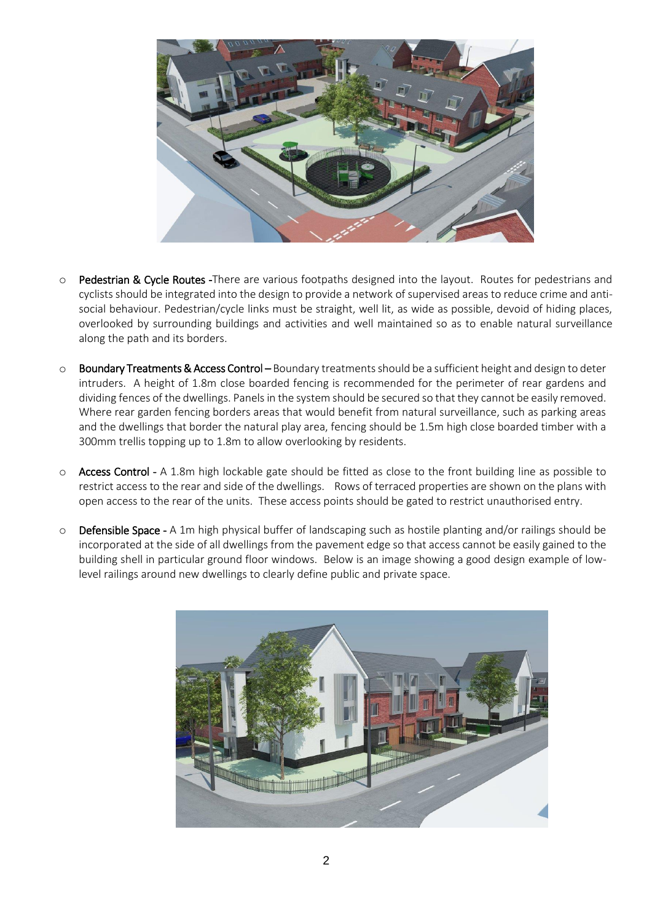- **Pedestrian & Cycle Routes** -There are various footpaths designed into the layout. Routes for pedestrians and cyclists should be integrated into the design to provide a network of supervised areas to reduce crime and anti-social behaviour. Pedestrian/cycle links must be straight, well lit, as wide as possible, devoid of hiding places, overlooked by surrounding buildings and activities and well maintained so as to enable natural surveillance along the path and its borders.

- **Boundary Treatments & Access Control** – Boundary treatments should be a sufficient height and design to deter intruders. A height of 1.8m close boarded fencing is recommended for the perimeter of rear gardens and dividing fences of the dwellings. Panels in the system should be secured so that they cannot be easily removed. Where rear garden fencing borders areas that would benefit from natural surveillance, such as parking areas and the dwellings that border the natural play area, fencing should be 1.5m high close boarded timber with a 300mm trellis topping up to 1.8m to allow overlooking by residents.

- **Access Control** - A 1.8m high lockable gate should be fitted as close to the front building line as possible to restrict access to the rear and side of the dwellings. Rows of terraced properties are shown on the plans with open access to the rear of the units. These access points should be gated to restrict unauthorised entry.

- **Defensible Space** - A 1m high physical buffer of landscaping such as hostile planting and/or railings should be incorporated at the side of all dwellings from the pavement edge so that access cannot be easily gained to the building shell in particular ground floor windows. Below is an image showing a good design example of low-level railings around new dwellings to clearly define public and private space.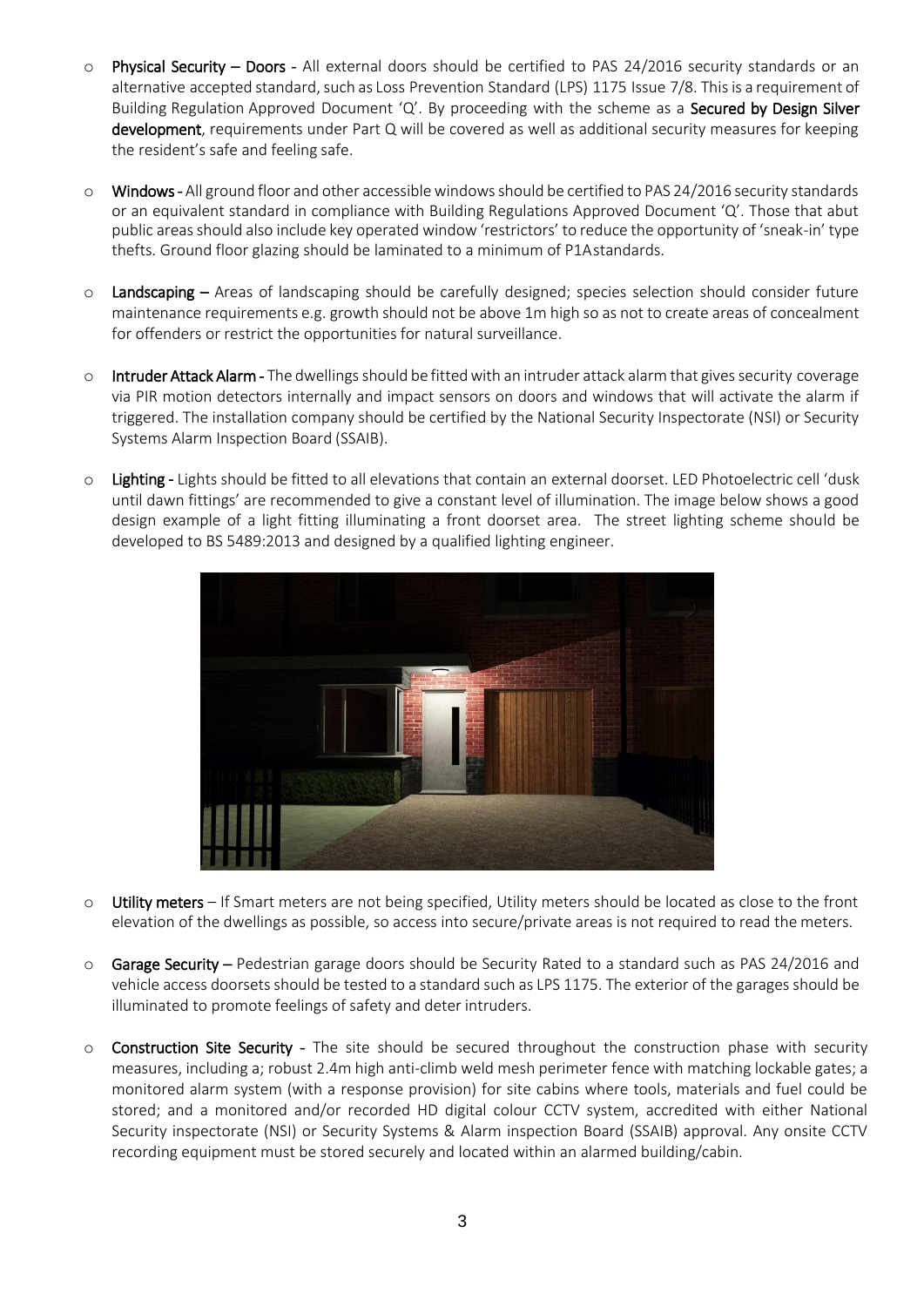- **Physical Security – Doors** - All external doors should be certified to PAS 24/2016 security standards or an alternative accepted standard, such as Loss Prevention Standard (LPS) 1175 Issue 7/8. This is a requirement of Building Regulation Approved Document 'Q'. By proceeding with the scheme as a **Secured by Design Silver development**, requirements under Part Q will be covered as well as additional security measures for keeping the resident's safe and feeling safe.

- **Windows** - All ground floor and other accessible windows should be certified to PAS 24/2016 security standards or an equivalent standard in compliance with Building Regulations Approved Document 'Q'. Those that abut public areas should also include key operated window 'restrictors' to reduce the opportunity of 'sneak-in' type thefts. Ground floor glazing should be laminated to a minimum of P1A standards.

- **Landscaping** – Areas of landscaping should be carefully designed; species selection should consider future maintenance requirements e.g. growth should not be above 1m high so as not to create areas of concealment for offenders or restrict the opportunities for natural surveillance.

- **Intruder Attack Alarm** - The dwellings should be fitted with an intruder attack alarm that gives security coverage via PIR motion detectors internally and impact sensors on doors and windows that will activate the alarm if triggered. The installation company should be certified by the National Security Inspectorate (NSI) or Security Systems Alarm Inspection Board (SSAIB).

- **Lighting** - Lights should be fitted to all elevations that contain an external doorset. LED Photoelectric cell 'dusk until dawn fittings' are recommended to give a constant level of illumination. The image below shows a good design example of a light fitting illuminating a front doorset area. The street lighting scheme should be developed to BS 5489:2013 and designed by a qualified lighting engineer.

- **Utility meters** – If Smart meters are not being specified, Utility meters should be located as close to the front elevation of the dwellings as possible, so access into secure/private areas is not required to read the meters.

- **Garage Security** – Pedestrian garage doors should be Security Rated to a standard such as PAS 24/2016 and vehicle access doorsets should be tested to a standard such as LPS 1175. The exterior of the garages should be illuminated to promote feelings of safety and deter intruders.

- **Construction Site Security** - The site should be secured throughout the construction phase with security measures, including a; robust 2.4m high anti-climb weld mesh perimeter fence with matching lockable gates; a monitored alarm system (with a response provision) for site cabins where tools, materials and fuel could be stored; and a monitored and/or recorded HD digital colour CCTV system, accredited with either National Security inspectorate (NSI) or Security Systems & Alarm inspection Board (SSAIB) approval. Any onsite CCTV recording equipment must be stored securely and located within an alarmed building/cabin.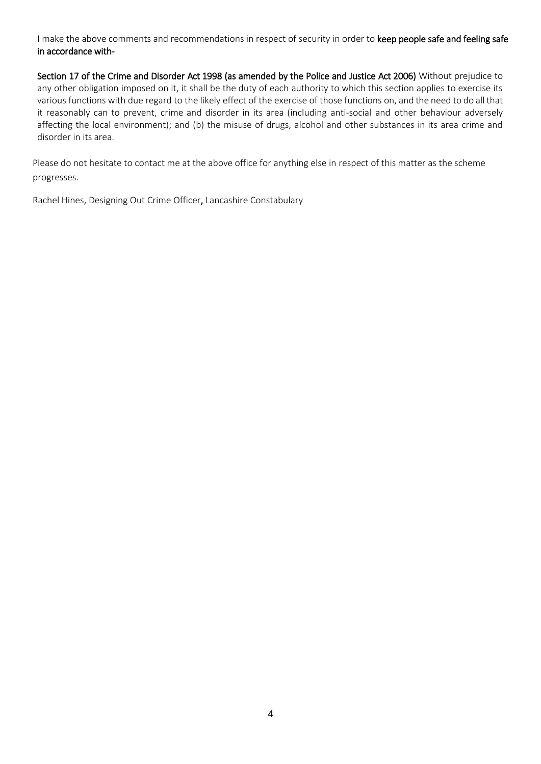I make the above comments and recommendations in respect of security in order to **keep people safe and feeling safe in accordance with-**

**Section 17 of the Crime and Disorder Act 1998 (as amended by the Police and Justice Act 2006)** Without prejudice to any other obligation imposed on it, it shall be the duty of each authority to which this section applies to exercise its various functions with due regard to the likely effect of the exercise of those functions on, and the need to do all that it reasonably can to prevent, crime and disorder in its area (including anti-social and other behaviour adversely affecting the local environment); and (b) the misuse of drugs, alcohol and other substances in its area crime and disorder in its area.

Please do not hesitate to contact me at the above office for anything else in respect of this matter as the scheme progresses.

Rachel Hines, Designing Out Crime Officer, Lancashire Constabulary